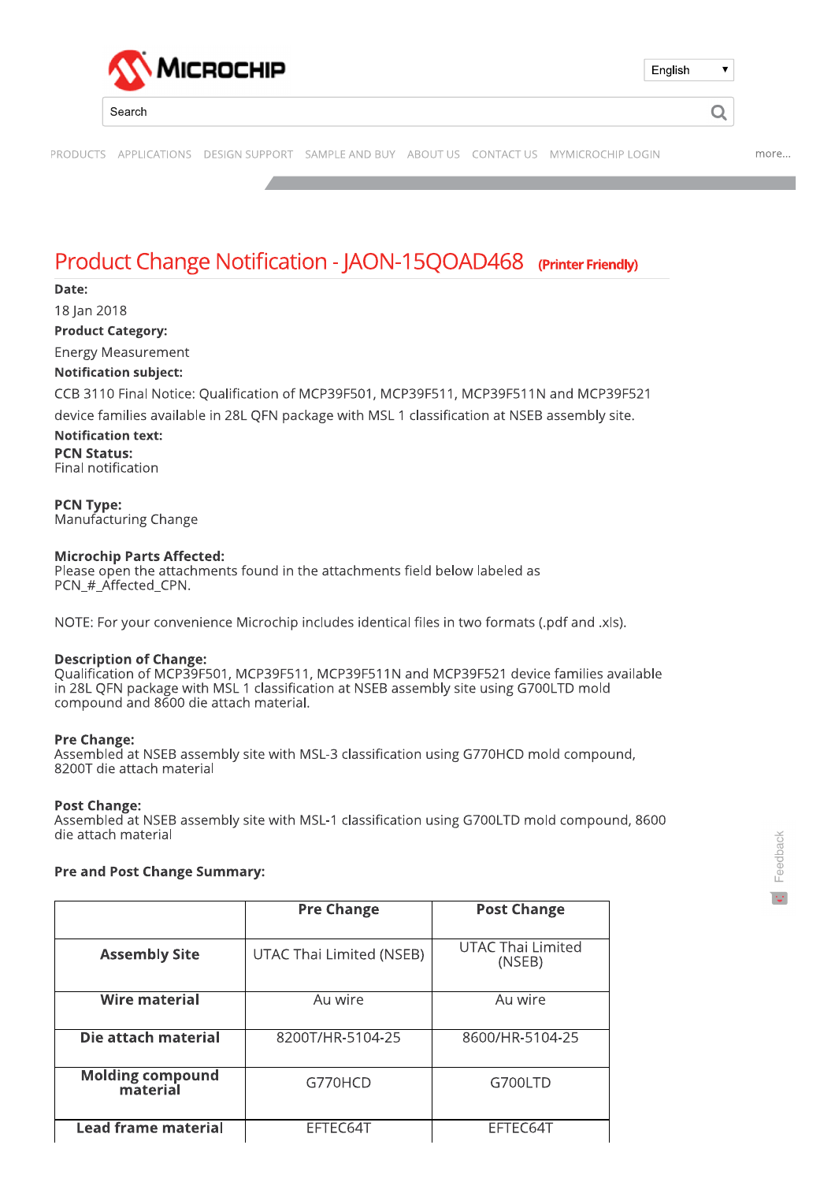# Product Change Notification - JAON-15QOAD468 (Printer Friendly)

**Date:**

18 Jan 2018

**Product Category:**

Energy Measurement

**Notification subject:**

CCB 3110 Final Notice: Qualification of MCP39F501, MCP39F511, MCP39F511N and MCP39F521 device families available in 28L QFN package with MSL 1 classification at NSEB assembly site.

**Notification text:**

**PCN Status:**
Final notification

**PCN Type:**
Manufacturing Change

**Microchip Parts Affected:**
Please open the attachments found in the attachments field below labeled as PCN_#_Affected_CPN.

NOTE: For your convenience Microchip includes identical files in two formats (.pdf and .xls).

**Description of Change:**
Qualification of MCP39F501, MCP39F511, MCP39F511N and MCP39F521 device families available in 28L QFN package with MSL 1 classification at NSEB assembly site using G700LTD mold compound and 8600 die attach material.

**Pre Change:**
Assembled at NSEB assembly site with MSL-3 classification using G770HCD mold compound, 8200T die attach material

**Post Change:**
Assembled at NSEB assembly site with MSL-1 classification using G700LTD mold compound, 8600 die attach material

**Pre and Post Change Summary:**

| | Pre Change | Post Change |
|---|---|---|
| **Assembly Site** | UTAC Thai Limited (NSEB) | UTAC Thai Limited (NSEB) |
| **Wire material** | Au wire | Au wire |
| **Die attach material** | 8200T/HR-5104-25 | 8600/HR-5104-25 |
| **Molding compound material** | G770HCD | G700LTD |
| **Lead frame material** | EFTEC64T | EFTEC64T |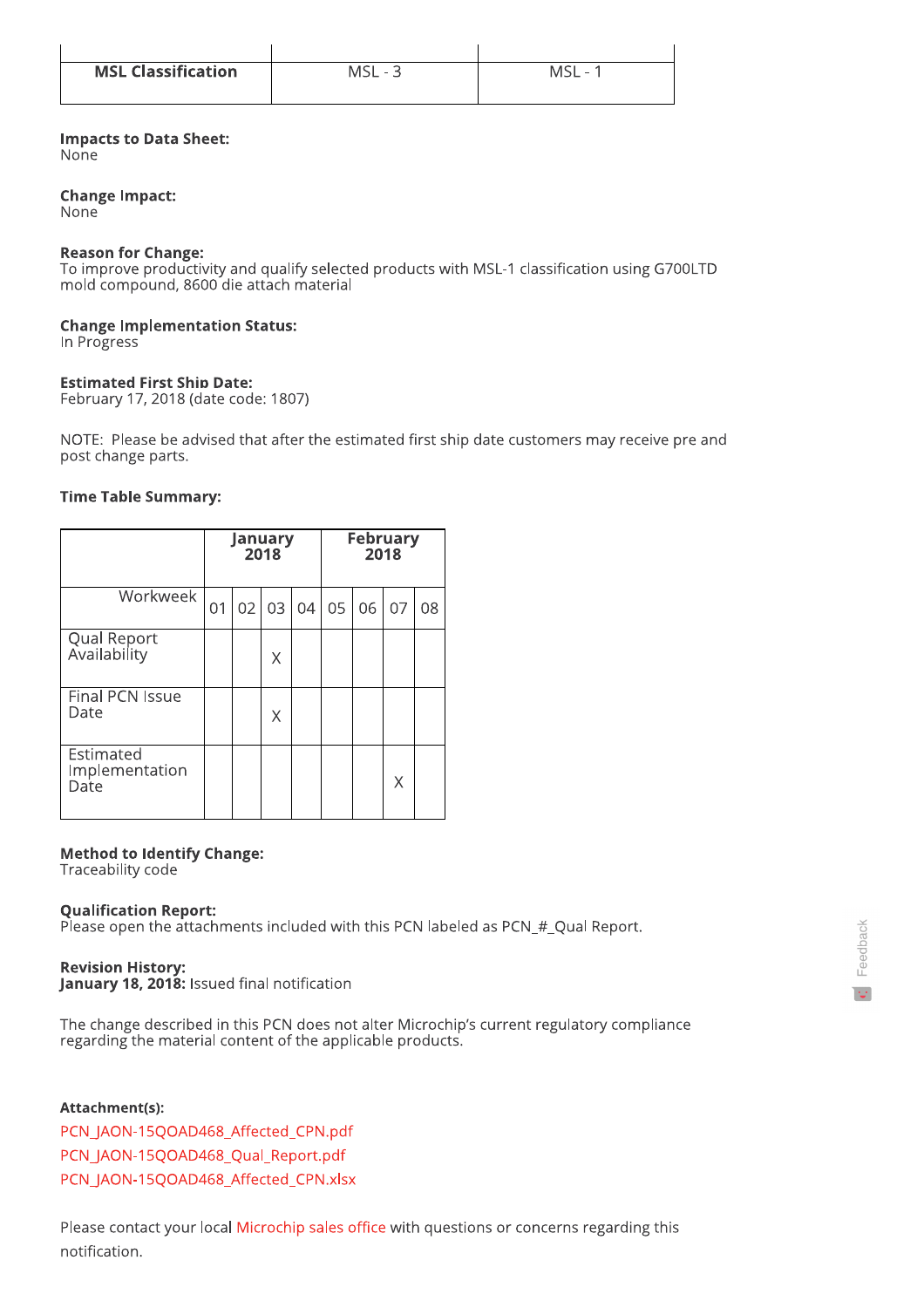| MSL Classification | MSL - 3 | MSL - 1 |
|---|---|---|

**Impacts to Data Sheet:**
None

**Change Impact:**
None

**Reason for Change:**
To improve productivity and qualify selected products with MSL-1 classification using G700LTD mold compound, 8600 die attach material

**Change Implementation Status:**
In Progress

**Estimated First Ship Date:**
February 17, 2018 (date code: 1807)

NOTE: Please be advised that after the estimated first ship date customers may receive pre and post change parts.

**Time Table Summary:**

| | January 2018 | | | | February 2018 | | | |
|---|---|---|---|---|---|---|---|---|
| Workweek | 01 | 02 | 03 | 04 | 05 | 06 | 07 | 08 |
| Qual Report Availability | | | X | | | | | |
| Final PCN Issue Date | | | X | | | | | |
| Estimated Implementation Date | | | | | | | X | |

**Method to Identify Change:**
Traceability code

**Qualification Report:**
Please open the attachments included with this PCN labeled as PCN_#_Qual Report.

**Revision History:**
**January 18, 2018:** Issued final notification

The change described in this PCN does not alter Microchip's current regulatory compliance regarding the material content of the applicable products.

**Attachment(s):**

PCN_JAON-15QOAD468_Affected_CPN.pdf

PCN_JAON-15QOAD468_Qual_Report.pdf

PCN_JAON-15QOAD468_Affected_CPN.xlsx

Please contact your local Microchip sales office with questions or concerns regarding this notification.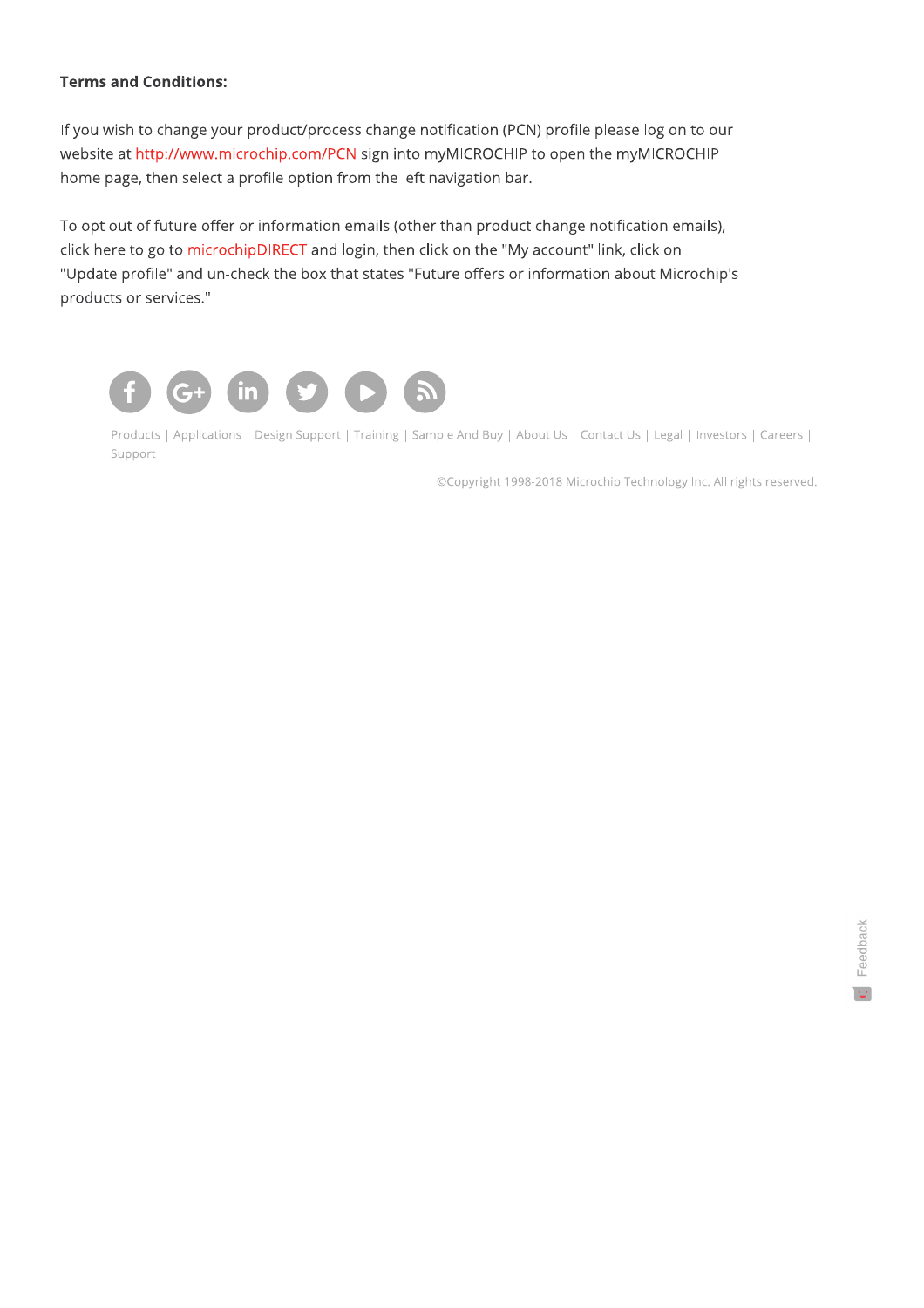**Terms and Conditions:**

If you wish to change your product/process change notification (PCN) profile please log on to our website at http://www.microchip.com/PCN sign into myMICROCHIP to open the myMICROCHIP home page, then select a profile option from the left navigation bar.

To opt out of future offer or information emails (other than product change notification emails), click here to go to microchipDIRECT and login, then click on the "My account" link, click on "Update profile" and un-check the box that states "Future offers or information about Microchip's products or services."

Products | Applications | Design Support | Training | Sample And Buy | About Us | Contact Us | Legal | Investors | Careers | Support

©Copyright 1998-2018 Microchip Technology Inc. All rights reserved.